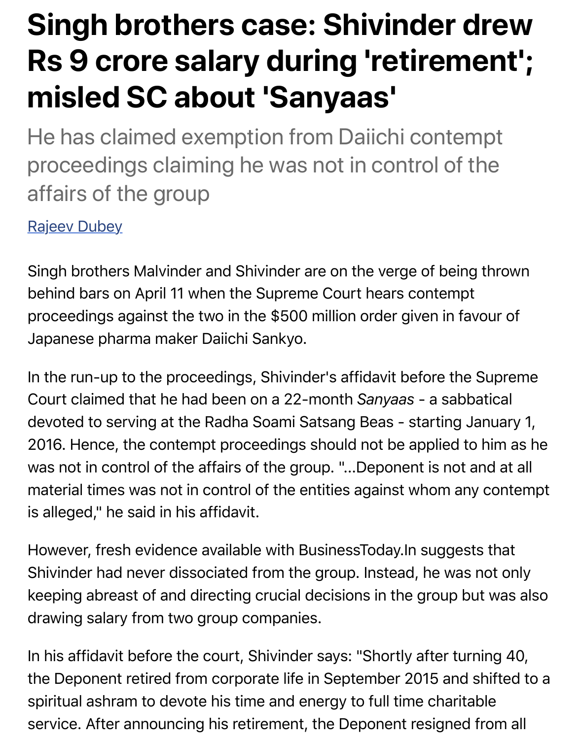# Singh brothers case: Shivinder drew Rs 9 crore salary during 'retirement'; misled SC about 'Sanyaas'

## He has claimed exemption from Daiichi contempt proceedings claiming he was not in control of the affairs of the group

Rajeev Dubey

Singh brothers Malvinder and Shivinder are on the verge of being thrown behind bars on April 11 when the Supreme Court hears contempt proceedings against the two in the $500 million order given in favour of Japanese pharma maker Daiichi Sankyo.

In the run-up to the proceedings, Shivinder's affidavit before the Supreme Court claimed that he had been on a 22-month *Sanyaas* - a sabbatical devoted to serving at the Radha Soami Satsang Beas - starting January 1, 2016. Hence, the contempt proceedings should not be applied to him as he was not in control of the affairs of the group. "...Deponent is not and at all material times was not in control of the entities against whom any contempt is alleged," he said in his affidavit.

However, fresh evidence available with BusinessToday.In suggests that Shivinder had never dissociated from the group. Instead, he was not only keeping abreast of and directing crucial decisions in the group but was also drawing salary from two group companies.

In his affidavit before the court, Shivinder says: "Shortly after turning 40, the Deponent retired from corporate life in September 2015 and shifted to a spiritual ashram to devote his time and energy to full time charitable service. After announcing his retirement, the Deponent resigned from all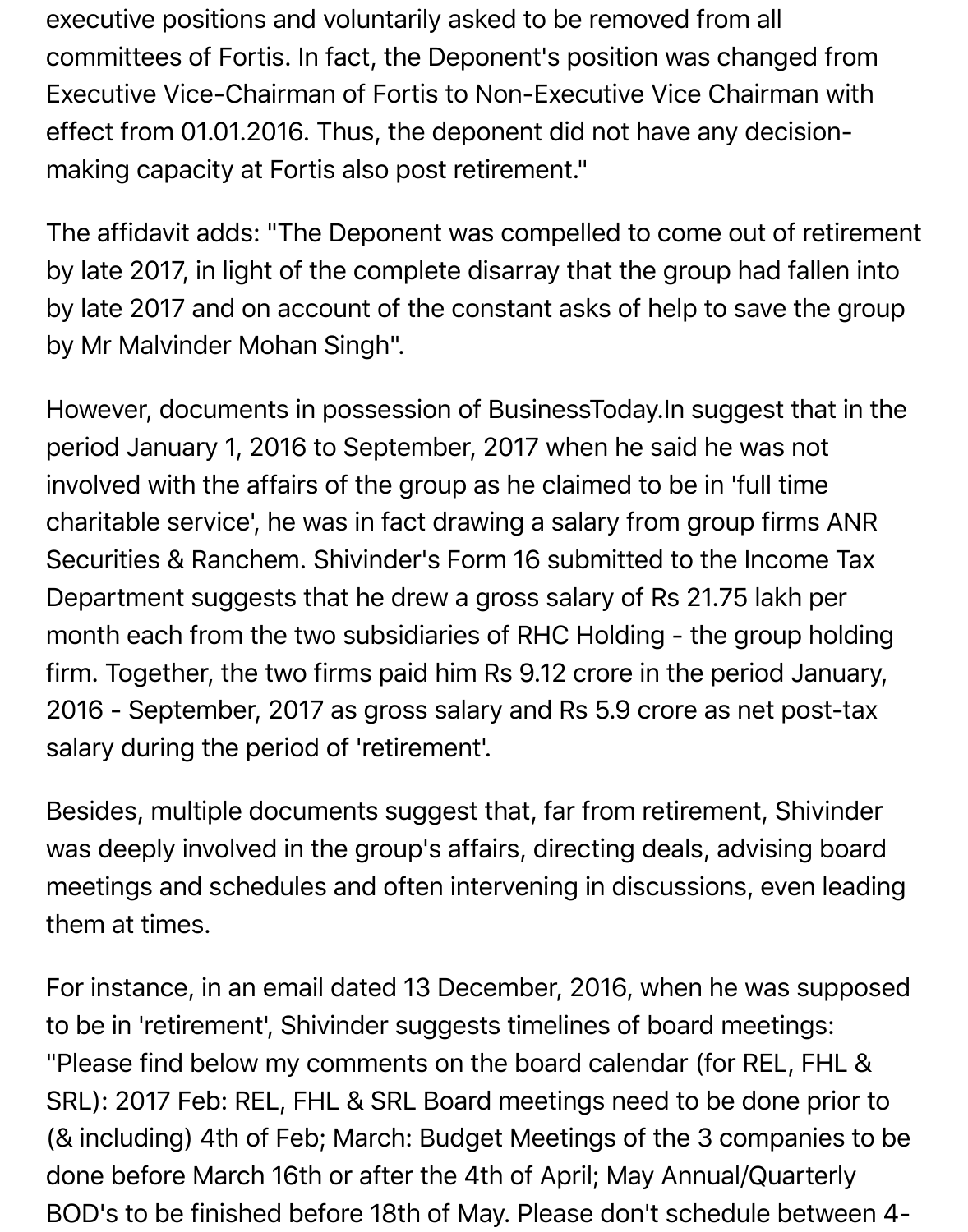executive positions and voluntarily asked to be removed from all committees of Fortis. In fact, the Deponent's position was changed from Executive Vice-Chairman of Fortis to Non-Executive Vice Chairman with effect from 01.01.2016. Thus, the deponent did not have any decision-making capacity at Fortis also post retirement."

The affidavit adds: "The Deponent was compelled to come out of retirement by late 2017, in light of the complete disarray that the group had fallen into by late 2017 and on account of the constant asks of help to save the group by Mr Malvinder Mohan Singh".

However, documents in possession of BusinessToday.In suggest that in the period January 1, 2016 to September, 2017 when he said he was not involved with the affairs of the group as he claimed to be in 'full time charitable service', he was in fact drawing a salary from group firms ANR Securities & Ranchem. Shivinder's Form 16 submitted to the Income Tax Department suggests that he drew a gross salary of Rs 21.75 lakh per month each from the two subsidiaries of RHC Holding - the group holding firm. Together, the two firms paid him Rs 9.12 crore in the period January, 2016 - September, 2017 as gross salary and Rs 5.9 crore as net post-tax salary during the period of 'retirement'.

Besides, multiple documents suggest that, far from retirement, Shivinder was deeply involved in the group's affairs, directing deals, advising board meetings and schedules and often intervening in discussions, even leading them at times.

For instance, in an email dated 13 December, 2016, when he was supposed to be in 'retirement', Shivinder suggests timelines of board meetings: "Please find below my comments on the board calendar (for REL, FHL & SRL): 2017 Feb: REL, FHL & SRL Board meetings need to be done prior to (& including) 4th of Feb; March: Budget Meetings of the 3 companies to be done before March 16th or after the 4th of April; May Annual/Quarterly BOD's to be finished before 18th of May. Please don't schedule between 4-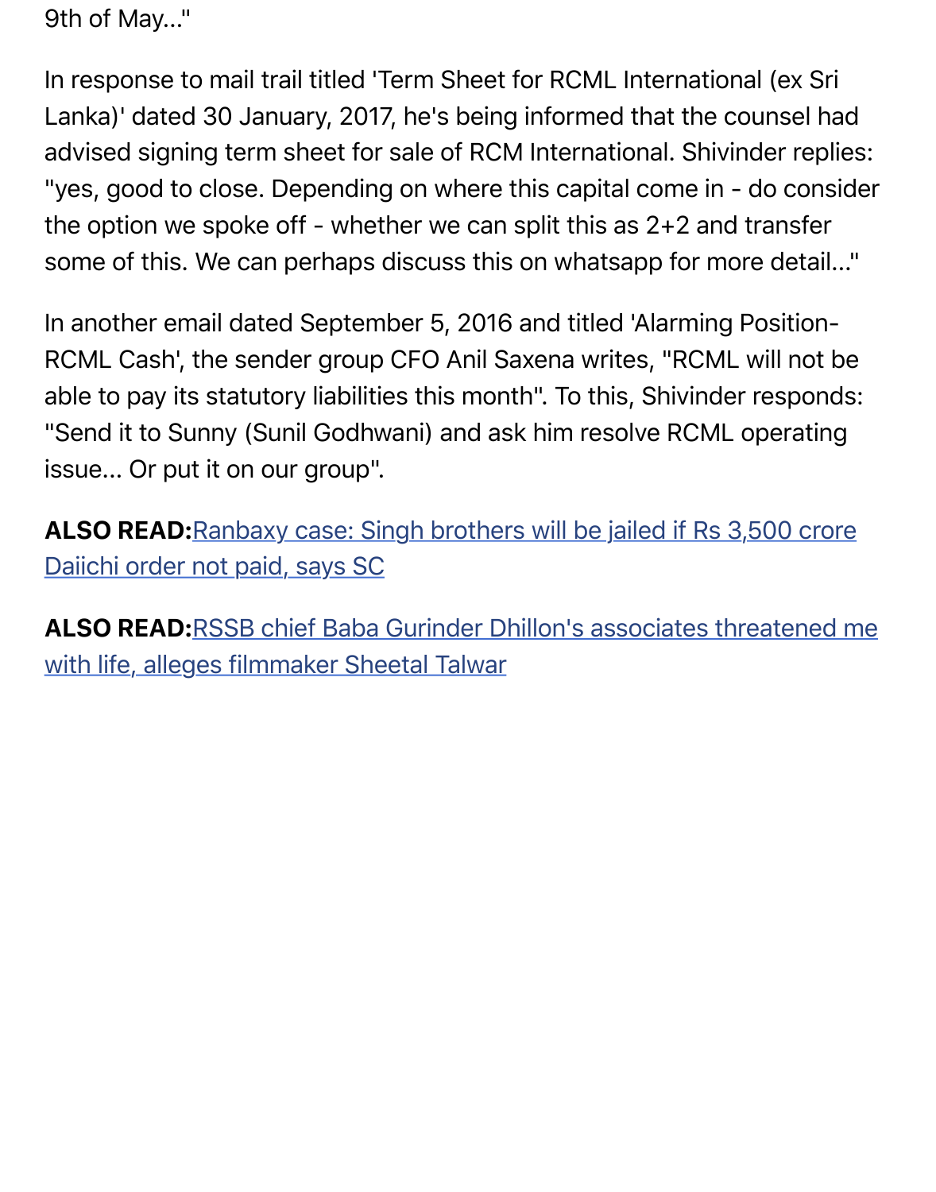9th of May..."

In response to mail trail titled 'Term Sheet for RCML International (ex Sri Lanka)' dated 30 January, 2017, he's being informed that the counsel had advised signing term sheet for sale of RCM International. Shivinder replies: "yes, good to close. Depending on where this capital come in - do consider the option we spoke off - whether we can split this as 2+2 and transfer some of this. We can perhaps discuss this on whatsapp for more detail..."

In another email dated September 5, 2016 and titled 'Alarming Position- RCML Cash', the sender group CFO Anil Saxena writes, "RCML will not be able to pay its statutory liabilities this month". To this, Shivinder responds: "Send it to Sunny (Sunil Godhwani) and ask him resolve RCML operating issue... Or put it on our group".

**ALSO READ:**Ranbaxy case: Singh brothers will be jailed if Rs 3,500 crore Daiichi order not paid, says SC

**ALSO READ:**RSSB chief Baba Gurinder Dhillon's associates threatened me with life, alleges filmmaker Sheetal Talwar